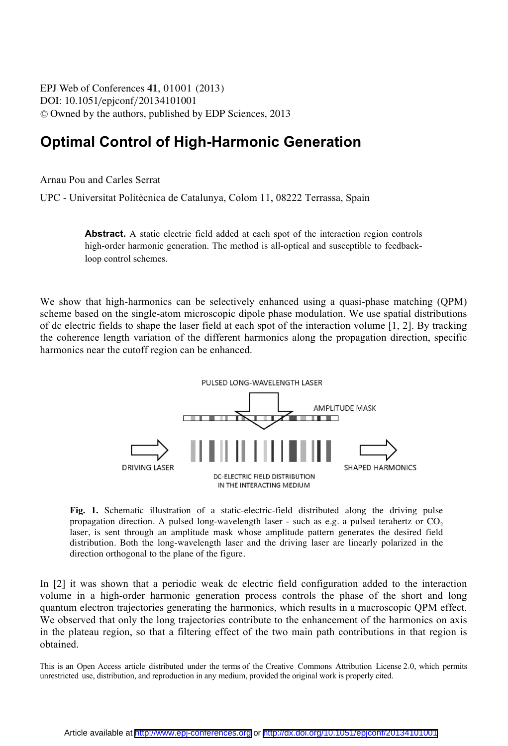EPJ Web of Conferences **41**, 01001 (2013)
DOI: 10.1051/epjconf/20134101001
© Owned by the authors, published by EDP Sciences, 2013

# Optimal Control of High-Harmonic Generation

Arnau Pou and Carles Serrat

UPC - Universitat Politècnica de Catalunya, Colom 11, 08222 Terrassa, Spain

**Abstract.** A static electric field added at each spot of the interaction region controls high-order harmonic generation. The method is all-optical and susceptible to feedback-loop control schemes.

We show that high-harmonics can be selectively enhanced using a quasi-phase matching (QPM) scheme based on the single-atom microscopic dipole phase modulation. We use spatial distributions of dc electric fields to shape the laser field at each spot of the interaction volume [1, 2]. By tracking the coherence length variation of the different harmonics along the propagation direction, specific harmonics near the cutoff region can be enhanced.

**Fig. 1.** Schematic illustration of a static-electric-field distributed along the driving pulse propagation direction. A pulsed long-wavelength laser - such as e.g. a pulsed terahertz or $CO_2$ laser, is sent through an amplitude mask whose amplitude pattern generates the desired field distribution. Both the long-wavelength laser and the driving laser are linearly polarized in the direction orthogonal to the plane of the figure.

In [2] it was shown that a periodic weak dc electric field configuration added to the interaction volume in a high-order harmonic generation process controls the phase of the short and long quantum electron trajectories generating the harmonics, which results in a macroscopic QPM effect. We observed that only the long trajectories contribute to the enhancement of the harmonics on axis in the plateau region, so that a filtering effect of the two main path contributions in that region is obtained.

This is an Open Access article distributed under the terms of the Creative Commons Attribution License 2.0, which permits unrestricted use, distribution, and reproduction in any medium, provided the original work is properly cited.

Article available at http://www.epj-conferences.org or http://dx.doi.org/10.1051/epjconf/20134101001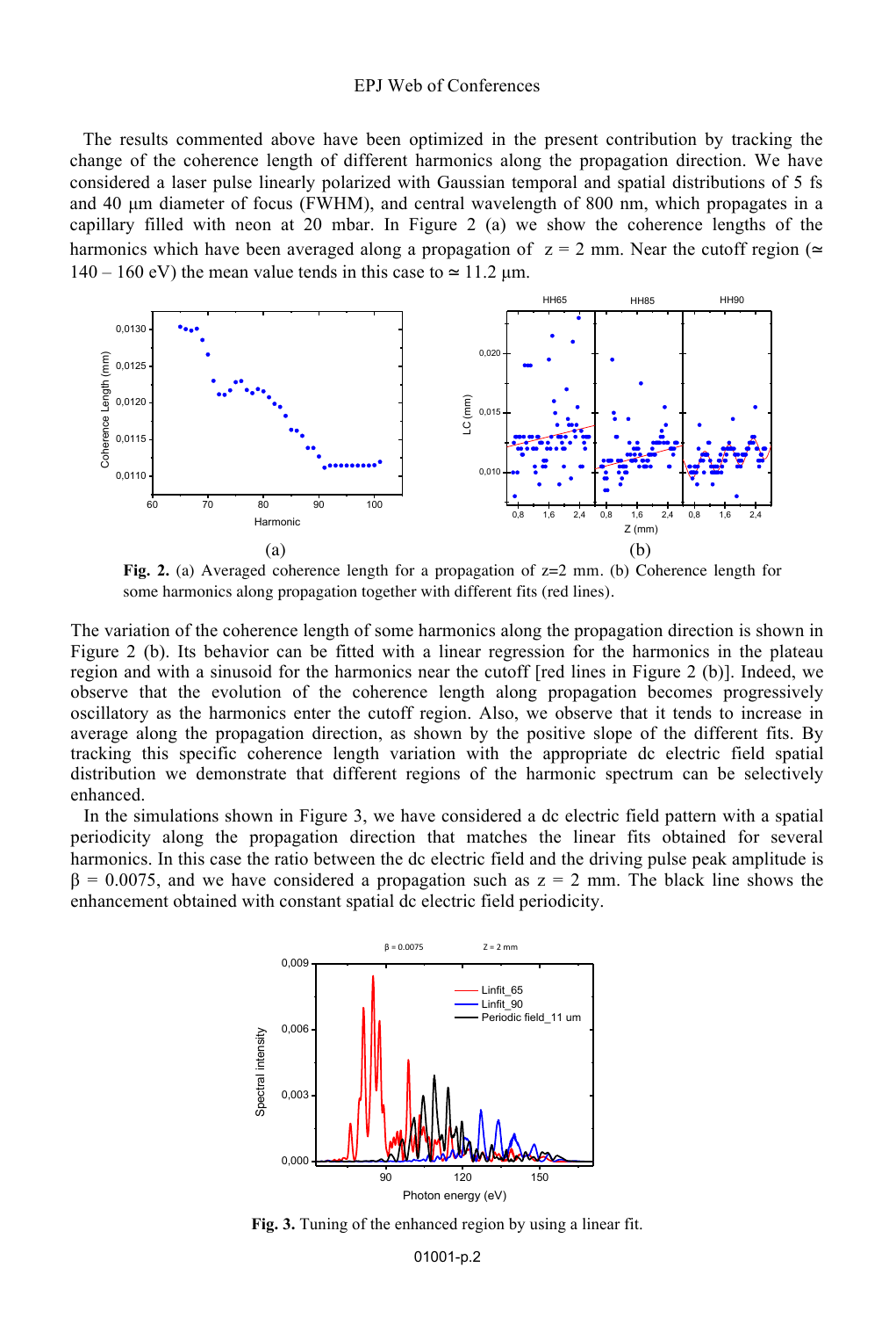The results commented above have been optimized in the present contribution by tracking the change of the coherence length of different harmonics along the propagation direction. We have considered a laser pulse linearly polarized with Gaussian temporal and spatial distributions of 5 fs and 40 μm diameter of focus (FWHM), and central wavelength of 800 nm, which propagates in a capillary filled with neon at 20 mbar. In Figure 2 (a) we show the coherence lengths of the harmonics which have been averaged along a propagation of $z = 2$ mm. Near the cutoff region ($\simeq$ 140 – 160 eV) the mean value tends in this case to $\simeq$ 11.2 μm.

**Fig. 2.** (a) Averaged coherence length for a propagation of z=2 mm. (b) Coherence length for some harmonics along propagation together with different fits (red lines).

The variation of the coherence length of some harmonics along the propagation direction is shown in Figure 2 (b). Its behavior can be fitted with a linear regression for the harmonics in the plateau region and with a sinusoid for the harmonics near the cutoff [red lines in Figure 2 (b)]. Indeed, we observe that the evolution of the coherence length along propagation becomes progressively oscillatory as the harmonics enter the cutoff region. Also, we observe that it tends to increase in average along the propagation direction, as shown by the positive slope of the different fits. By tracking this specific coherence length variation with the appropriate dc electric field spatial distribution we demonstrate that different regions of the harmonic spectrum can be selectively enhanced.

In the simulations shown in Figure 3, we have considered a dc electric field pattern with a spatial periodicity along the propagation direction that matches the linear fits obtained for several harmonics. In this case the ratio between the dc electric field and the driving pulse peak amplitude is $\beta = 0.0075$, and we have considered a propagation such as $z = 2$ mm. The black line shows the enhancement obtained with constant spatial dc electric field periodicity.

**Fig. 3.** Tuning of the enhanced region by using a linear fit.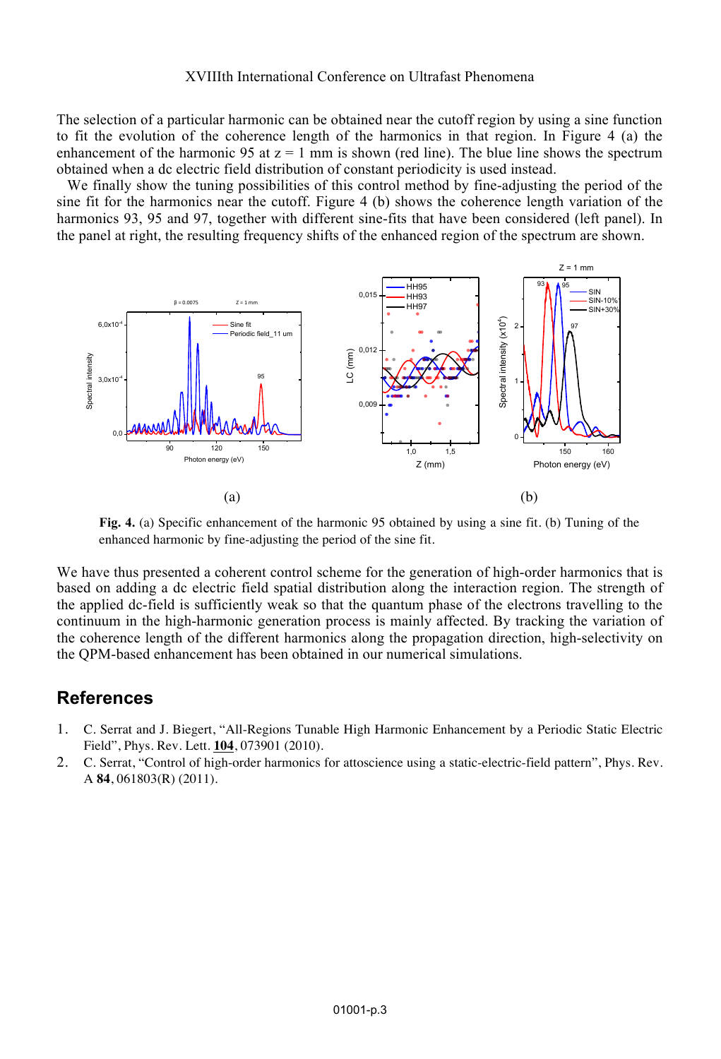The selection of a particular harmonic can be obtained near the cutoff region by using a sine function to fit the evolution of the coherence length of the harmonics in that region. In Figure 4 (a) the enhancement of the harmonic 95 at z = 1 mm is shown (red line). The blue line shows the spectrum obtained when a dc electric field distribution of constant periodicity is used instead.

We finally show the tuning possibilities of this control method by fine-adjusting the period of the sine fit for the harmonics near the cutoff. Figure 4 (b) shows the coherence length variation of the harmonics 93, 95 and 97, together with different sine-fits that have been considered (left panel). In the panel at right, the resulting frequency shifts of the enhanced region of the spectrum are shown.

β = 0.0075
Z = 1 mm
Sine fit
Periodic field_11 um
95
6,0x10⁻⁴
3,0x10⁻⁴
0,0
Spectral intensity
90
120
150
Photon energy (eV)

HH95
HH93
HH97
0,015
0,012
0,009
LC (mm)
1,0
1,5
Z (mm)

Z = 1 mm
93
95
97
SIN
SIN-10%
SIN+30%
2
1
0
Spectral intensity (x10⁴)
150
160
Photon energy (eV)

(a)
(b)

**Fig. 4.** (a) Specific enhancement of the harmonic 95 obtained by using a sine fit. (b) Tuning of the enhanced harmonic by fine-adjusting the period of the sine fit.

We have thus presented a coherent control scheme for the generation of high-order harmonics that is based on adding a dc electric field spatial distribution along the interaction region. The strength of the applied dc-field is sufficiently weak so that the quantum phase of the electrons travelling to the continuum in the high-harmonic generation process is mainly affected. By tracking the variation of the coherence length of the different harmonics along the propagation direction, high-selectivity on the QPM-based enhancement has been obtained in our numerical simulations.

## References

1. C. Serrat and J. Biegert, "All-Regions Tunable High Harmonic Enhancement by a Periodic Static Electric Field", Phys. Rev. Lett. **104**, 073901 (2010).
2. C. Serrat, "Control of high-order harmonics for attoscience using a static-electric-field pattern", Phys. Rev. A **84**, 061803(R) (2011).